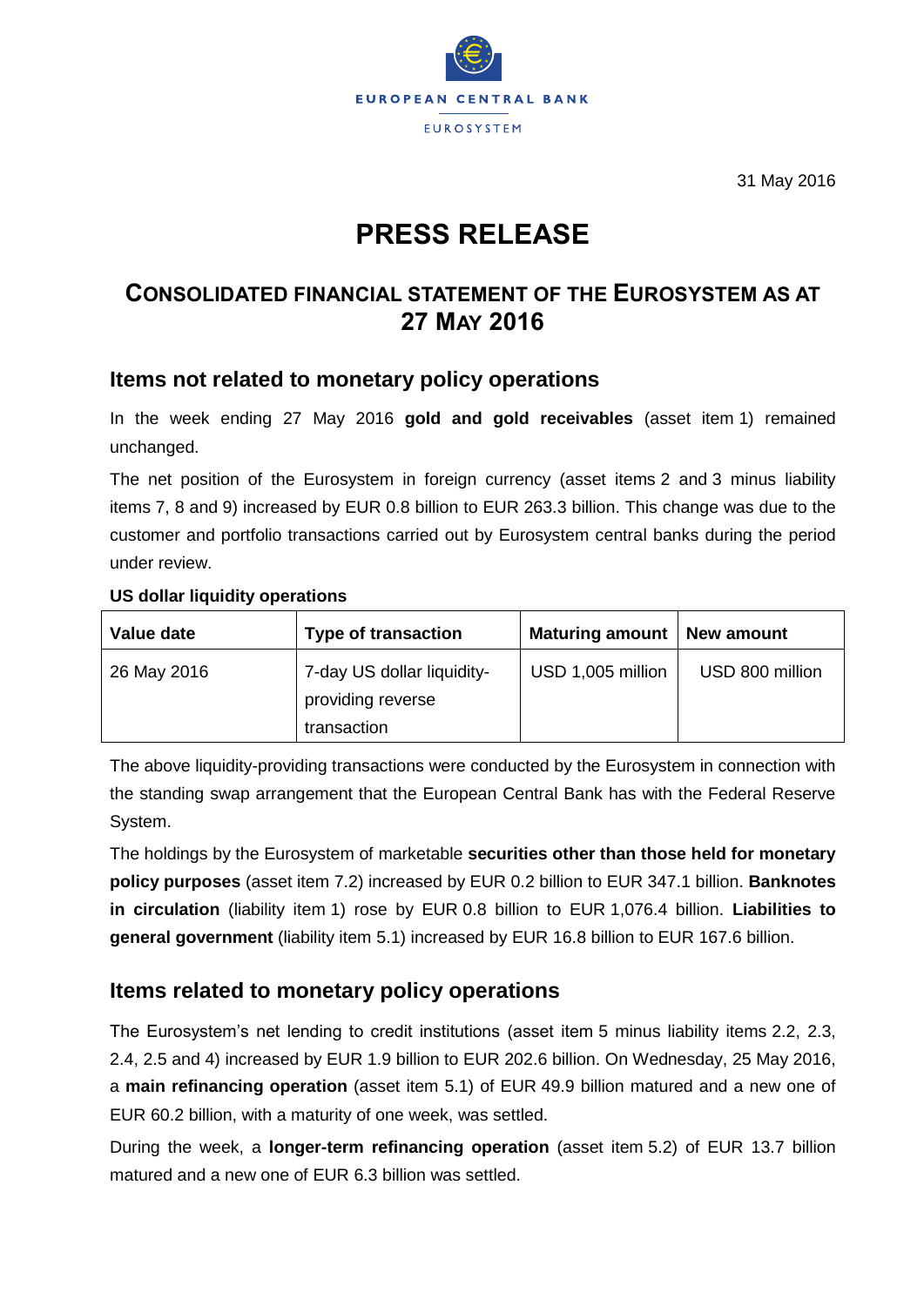EUROPEAN CENTRAL BANK

EUROSYSTEM

31 May 2016

# PRESS RELEASE

## CONSOLIDATED FINANCIAL STATEMENT OF THE EUROSYSTEM AS AT 27 MAY 2016

### Items not related to monetary policy operations

In the week ending 27 May 2016 **gold and gold receivables** (asset item 1) remained unchanged.

The net position of the Eurosystem in foreign currency (asset items 2 and 3 minus liability items 7, 8 and 9) increased by EUR 0.8 billion to EUR 263.3 billion. This change was due to the customer and portfolio transactions carried out by Eurosystem central banks during the period under review.

**US dollar liquidity operations**

| Value date | Type of transaction | Maturing amount | New amount |
|---|---|---|---|
| 26 May 2016 | 7-day US dollar liquidity-providing reverse transaction | USD 1,005 million | USD 800 million |

The above liquidity-providing transactions were conducted by the Eurosystem in connection with the standing swap arrangement that the European Central Bank has with the Federal Reserve System.

The holdings by the Eurosystem of marketable **securities other than those held for monetary policy purposes** (asset item 7.2) increased by EUR 0.2 billion to EUR 347.1 billion. **Banknotes in circulation** (liability item 1) rose by EUR 0.8 billion to EUR 1,076.4 billion. **Liabilities to general government** (liability item 5.1) increased by EUR 16.8 billion to EUR 167.6 billion.

### Items related to monetary policy operations

The Eurosystem's net lending to credit institutions (asset item 5 minus liability items 2.2, 2.3, 2.4, 2.5 and 4) increased by EUR 1.9 billion to EUR 202.6 billion. On Wednesday, 25 May 2016, a **main refinancing operation** (asset item 5.1) of EUR 49.9 billion matured and a new one of EUR 60.2 billion, with a maturity of one week, was settled.

During the week, a **longer-term refinancing operation** (asset item 5.2) of EUR 13.7 billion matured and a new one of EUR 6.3 billion was settled.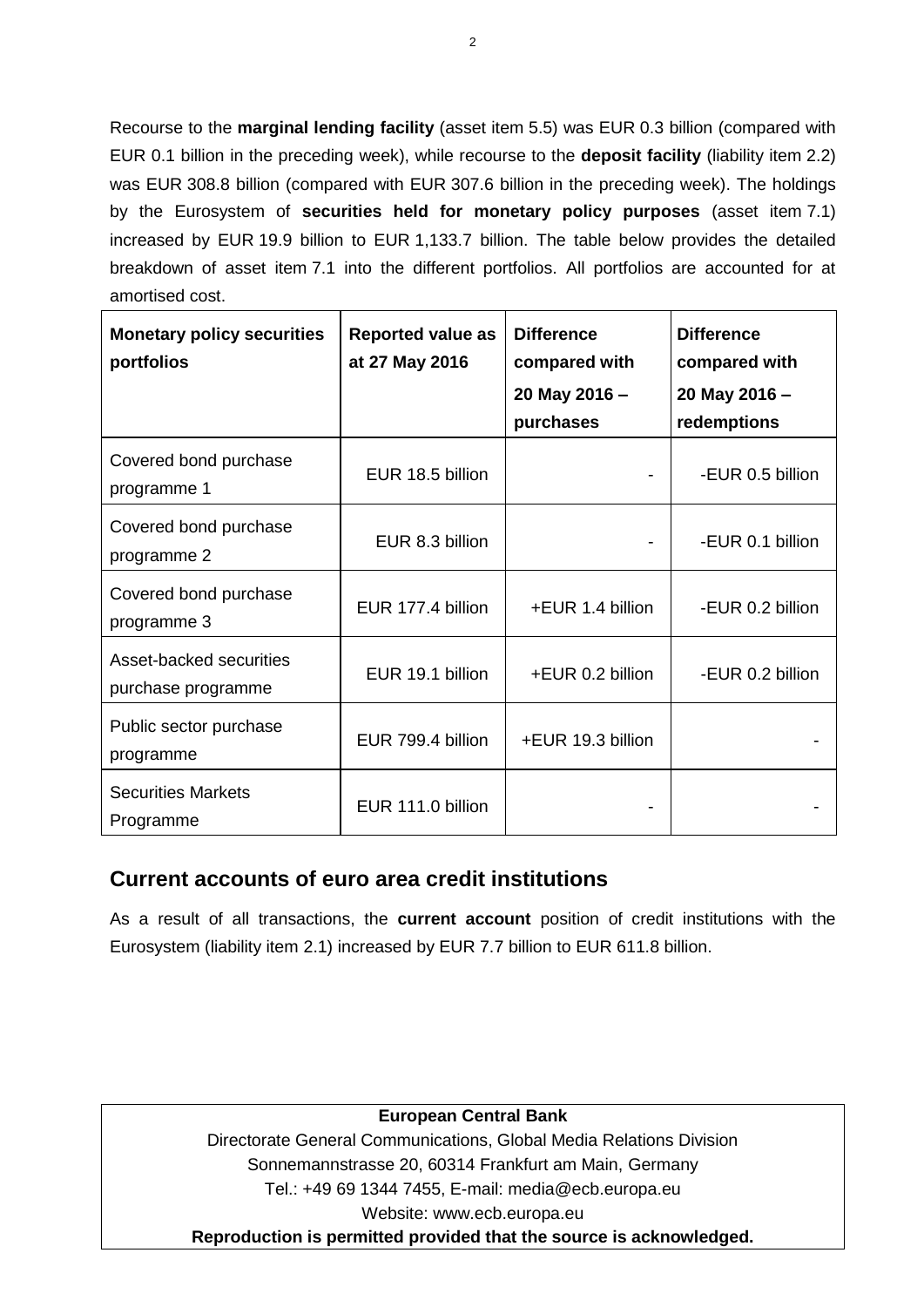Recourse to the **marginal lending facility** (asset item 5.5) was EUR 0.3 billion (compared with EUR 0.1 billion in the preceding week), while recourse to the **deposit facility** (liability item 2.2) was EUR 308.8 billion (compared with EUR 307.6 billion in the preceding week). The holdings by the Eurosystem of **securities held for monetary policy purposes** (asset item 7.1) increased by EUR 19.9 billion to EUR 1,133.7 billion. The table below provides the detailed breakdown of asset item 7.1 into the different portfolios. All portfolios are accounted for at amortised cost.

| **Monetary policy securities portfolios** | **Reported value as at 27 May 2016** | **Difference compared with 20 May 2016 – purchases** | **Difference compared with 20 May 2016 – redemptions** |
|---|---|---|---|
| Covered bond purchase programme 1 | EUR 18.5 billion | - | -EUR 0.5 billion |
| Covered bond purchase programme 2 | EUR 8.3 billion | - | -EUR 0.1 billion |
| Covered bond purchase programme 3 | EUR 177.4 billion | +EUR 1.4 billion | -EUR 0.2 billion |
| Asset-backed securities purchase programme | EUR 19.1 billion | +EUR 0.2 billion | -EUR 0.2 billion |
| Public sector purchase programme | EUR 799.4 billion | +EUR 19.3 billion | - |
| Securities Markets Programme | EUR 111.0 billion | - | - |

## Current accounts of euro area credit institutions

As a result of all transactions, the **current account** position of credit institutions with the Eurosystem (liability item 2.1) increased by EUR 7.7 billion to EUR 611.8 billion.

**European Central Bank**
Directorate General Communications, Global Media Relations Division
Sonnemannstrasse 20, 60314 Frankfurt am Main, Germany
Tel.: +49 69 1344 7455, E-mail: media@ecb.europa.eu
Website: www.ecb.europa.eu
**Reproduction is permitted provided that the source is acknowledged.**